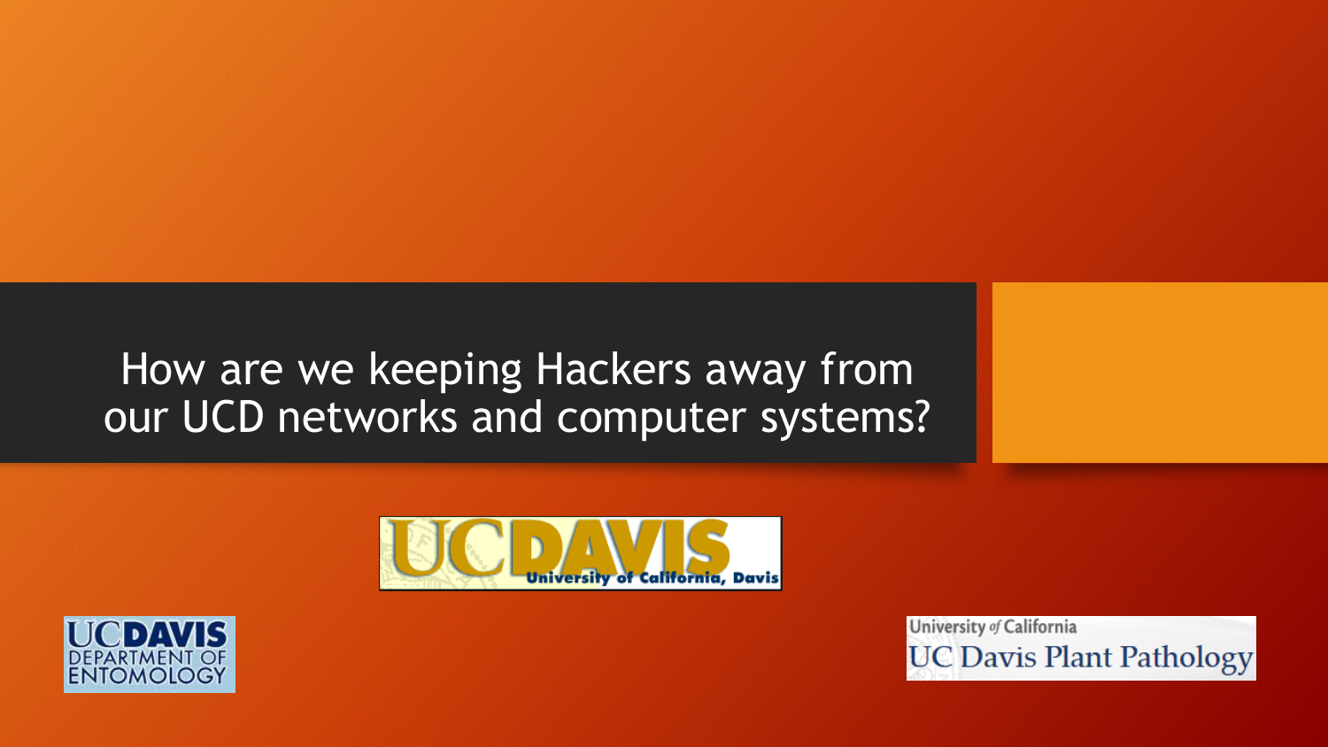# How are we keeping Hackers away from our UCD networks and computer systems?

UCDAVIS University of California, Davis

UCDAVIS DEPARTMENT OF ENTOMOLOGY

University of California UC Davis Plant Pathology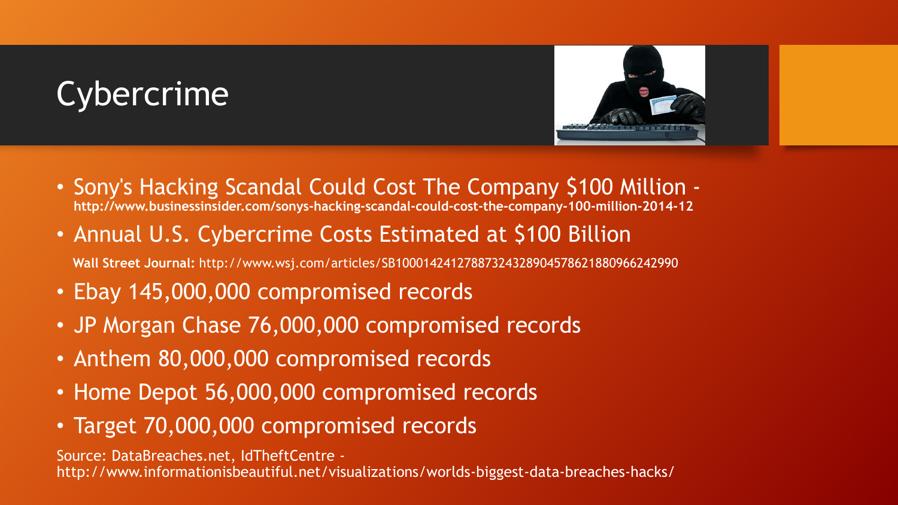# Cybercrime

- Sony's Hacking Scandal Could Cost The Company $100 Million - **http://www.businessinsider.com/sonys-hacking-scandal-could-cost-the-company-100-million-2014-12**
- Annual U.S. Cybercrime Costs Estimated at $100 Billion

  **Wall Street Journal:** http://www.wsj.com/articles/SB10001424127887324328904578621880966242990
- Ebay 145,000,000 compromised records
- JP Morgan Chase 76,000,000 compromised records
- Anthem 80,000,000 compromised records
- Home Depot 56,000,000 compromised records
- Target 70,000,000 compromised records

Source: DataBreaches.net, IdTheftCentre - http://www.informationisbeautiful.net/visualizations/worlds-biggest-data-breaches-hacks/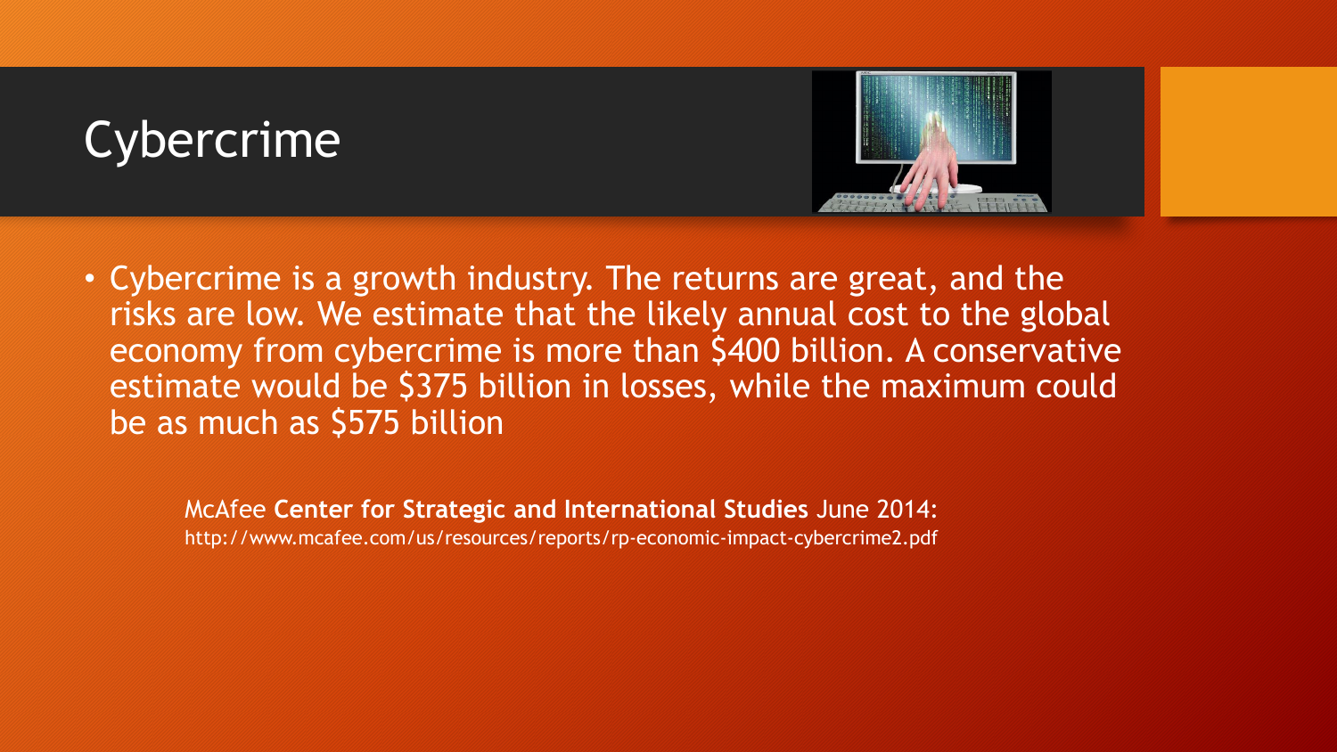# Cybercrime

- Cybercrime is a growth industry. The returns are great, and the risks are low. We estimate that the likely annual cost to the global economy from cybercrime is more than $400 billion. A conservative estimate would be $375 billion in losses, while the maximum could be as much as $575 billion

McAfee **Center for Strategic and International Studies** June 2014: http://www.mcafee.com/us/resources/reports/rp-economic-impact-cybercrime2.pdf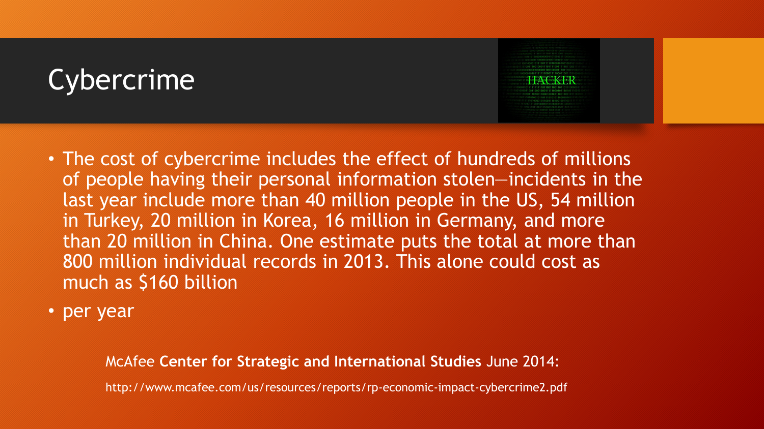# Cybercrime

- The cost of cybercrime includes the effect of hundreds of millions of people having their personal information stolen—incidents in the last year include more than 40 million people in the US, 54 million in Turkey, 20 million in Korea, 16 million in Germany, and more than 20 million in China. One estimate puts the total at more than 800 million individual records in 2013. This alone could cost as much as $160 billion
- per year

McAfee **Center for Strategic and International Studies** June 2014:

http://www.mcafee.com/us/resources/reports/rp-economic-impact-cybercrime2.pdf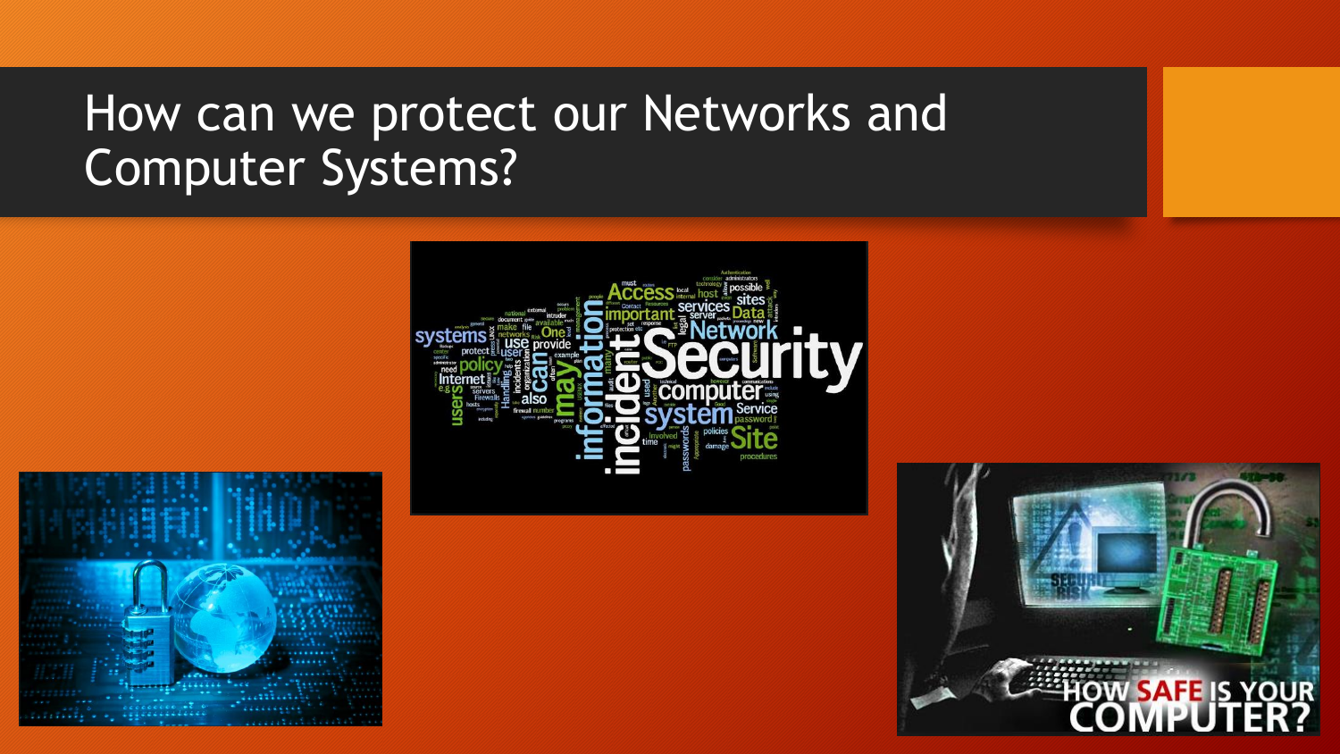# How can we protect our Networks and Computer Systems?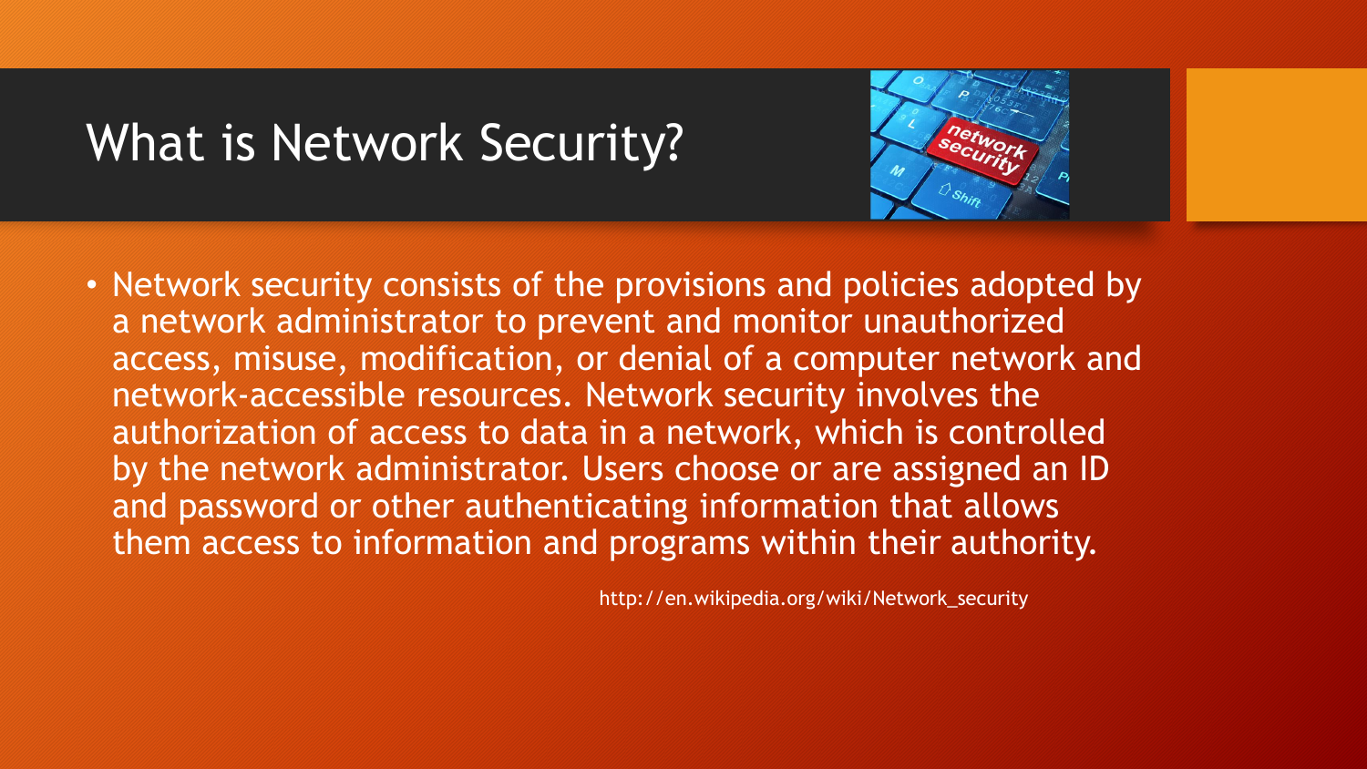# What is Network Security?

- Network security consists of the provisions and policies adopted by a network administrator to prevent and monitor unauthorized access, misuse, modification, or denial of a computer network and network-accessible resources. Network security involves the authorization of access to data in a network, which is controlled by the network administrator. Users choose or are assigned an ID and password or other authenticating information that allows them access to information and programs within their authority.

http://en.wikipedia.org/wiki/Network_security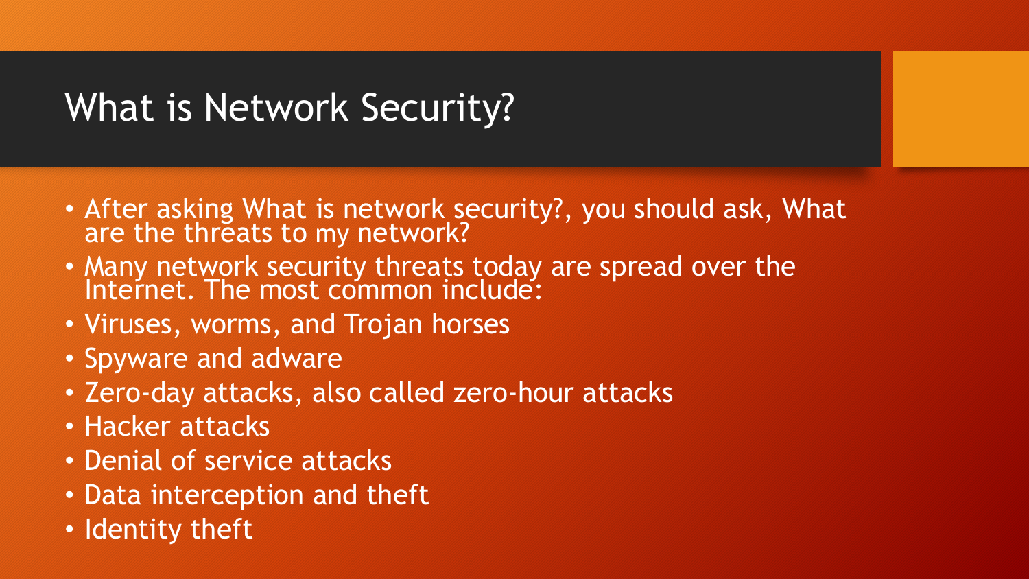# What is Network Security?

- After asking What is network security?, you should ask, What are the threats to my network?
- Many network security threats today are spread over the Internet. The most common include:
- Viruses, worms, and Trojan horses
- Spyware and adware
- Zero-day attacks, also called zero-hour attacks
- Hacker attacks
- Denial of service attacks
- Data interception and theft
- Identity theft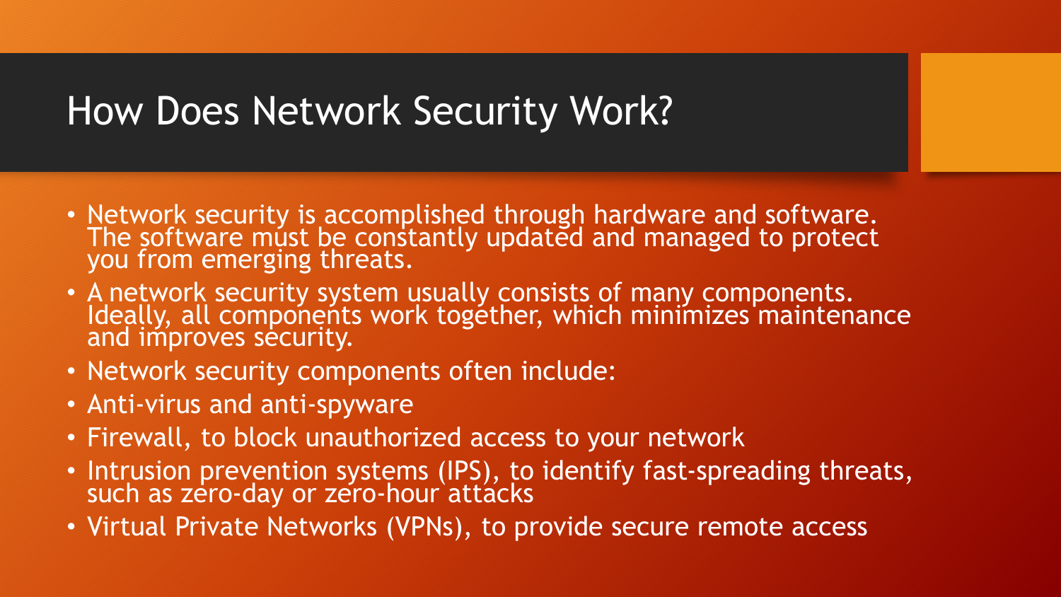# How Does Network Security Work?

- Network security is accomplished through hardware and software. The software must be constantly updated and managed to protect you from emerging threats.
- A network security system usually consists of many components. Ideally, all components work together, which minimizes maintenance and improves security.
- Network security components often include:
- Anti-virus and anti-spyware
- Firewall, to block unauthorized access to your network
- Intrusion prevention systems (IPS), to identify fast-spreading threats, such as zero-day or zero-hour attacks
- Virtual Private Networks (VPNs), to provide secure remote access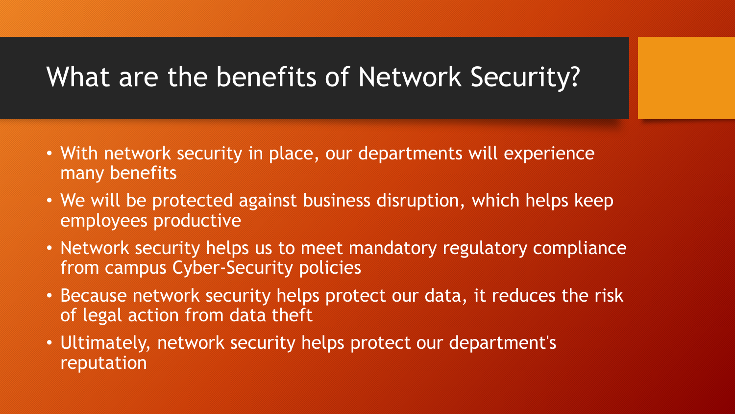# What are the benefits of Network Security?

- With network security in place, our departments will experience many benefits
- We will be protected against business disruption, which helps keep employees productive
- Network security helps us to meet mandatory regulatory compliance from campus Cyber-Security policies
- Because network security helps protect our data, it reduces the risk of legal action from data theft
- Ultimately, network security helps protect our department's reputation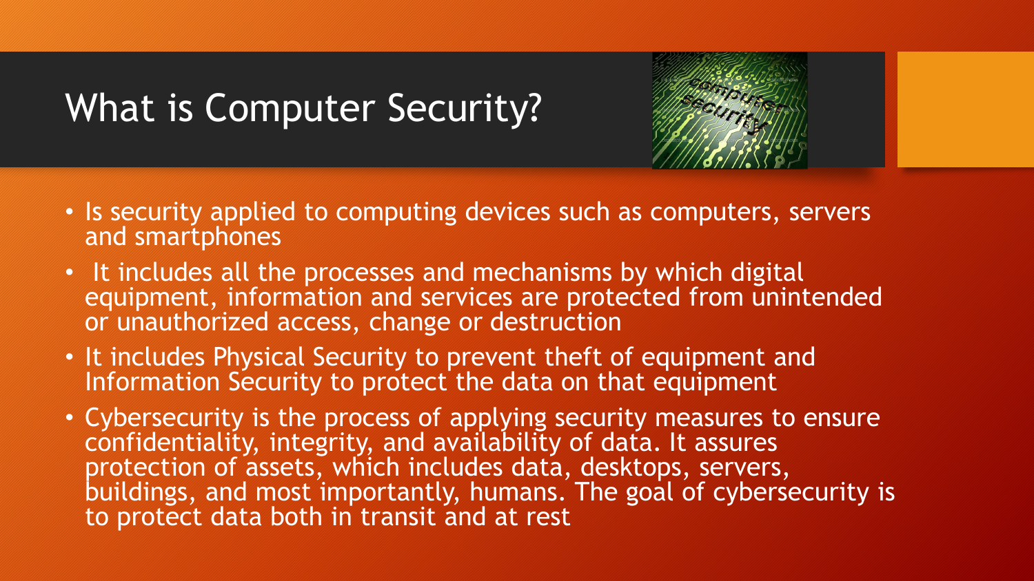# What is Computer Security?

- Is security applied to computing devices such as computers, servers and smartphones
- It includes all the processes and mechanisms by which digital equipment, information and services are protected from unintended or unauthorized access, change or destruction
- It includes Physical Security to prevent theft of equipment and Information Security to protect the data on that equipment
- Cybersecurity is the process of applying security measures to ensure confidentiality, integrity, and availability of data. It assures protection of assets, which includes data, desktops, servers, buildings, and most importantly, humans. The goal of cybersecurity is to protect data both in transit and at rest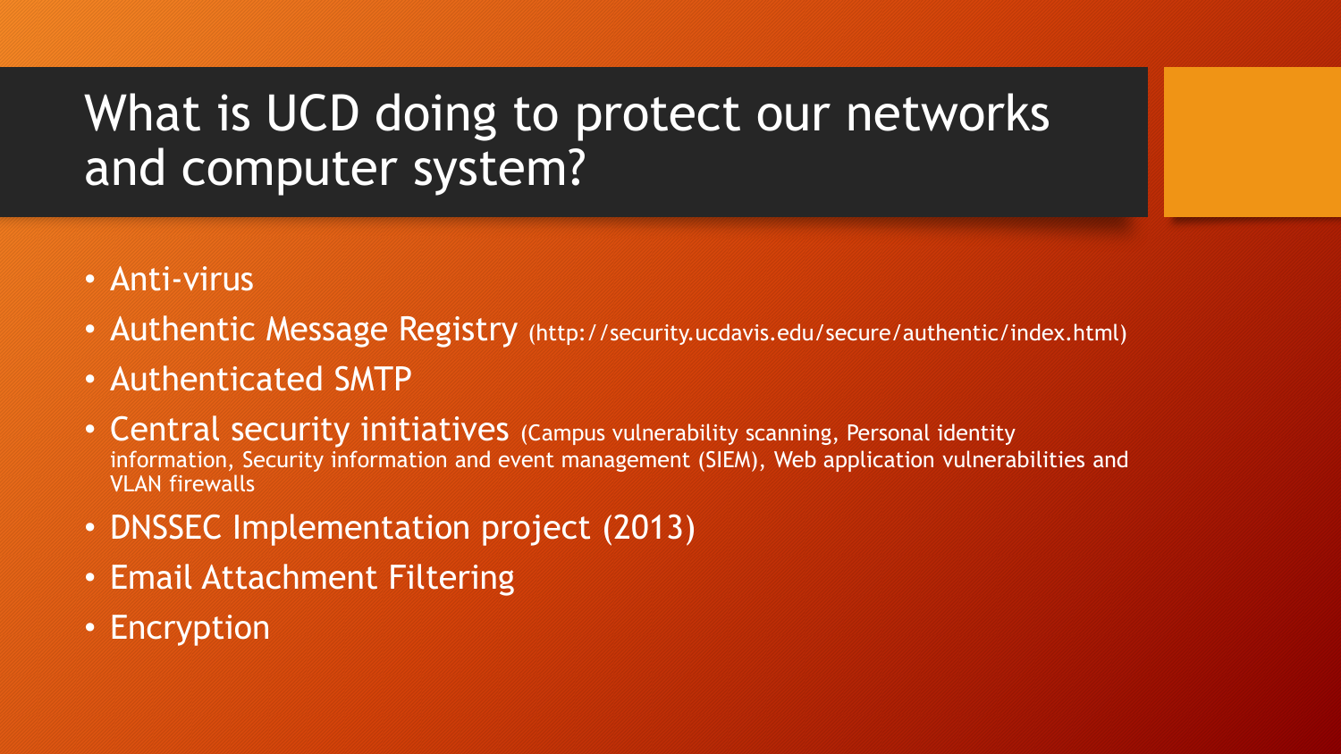# What is UCD doing to protect our networks and computer system?

- Anti-virus
- Authentic Message Registry (http://security.ucdavis.edu/secure/authentic/index.html)
- Authenticated SMTP
- Central security initiatives (Campus vulnerability scanning, Personal identity information, Security information and event management (SIEM), Web application vulnerabilities and VLAN firewalls
- DNSSEC Implementation project (2013)
- Email Attachment Filtering
- Encryption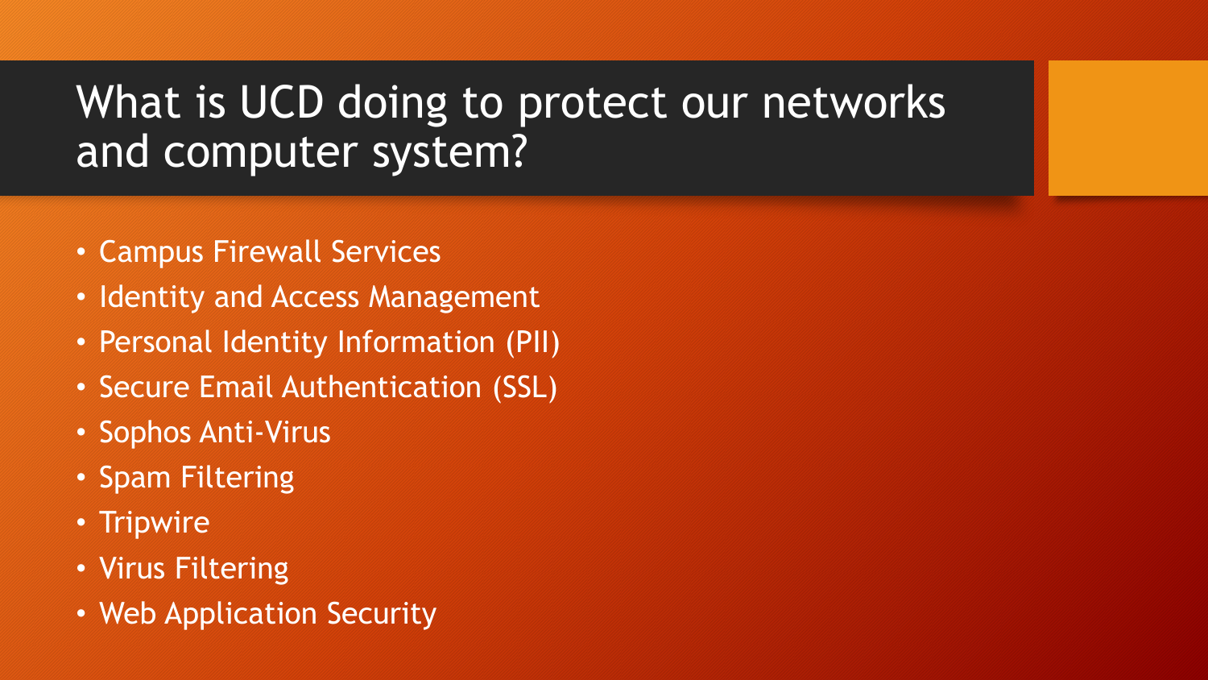# What is UCD doing to protect our networks and computer system?

- Campus Firewall Services
- Identity and Access Management
- Personal Identity Information (PII)
- Secure Email Authentication (SSL)
- Sophos Anti-Virus
- Spam Filtering
- Tripwire
- Virus Filtering
- Web Application Security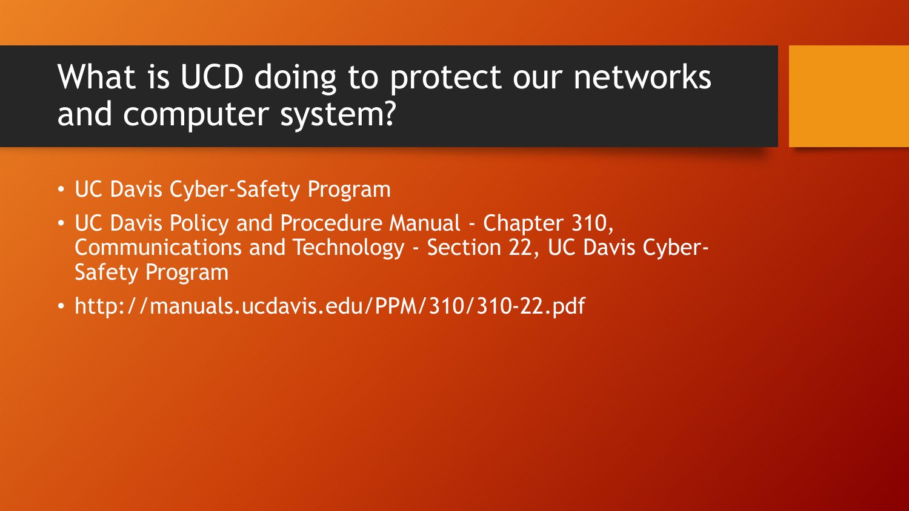# What is UCD doing to protect our networks and computer system?

- UC Davis Cyber-Safety Program
- UC Davis Policy and Procedure Manual - Chapter 310, Communications and Technology - Section 22, UC Davis Cyber-Safety Program
- http://manuals.ucdavis.edu/PPM/310/310-22.pdf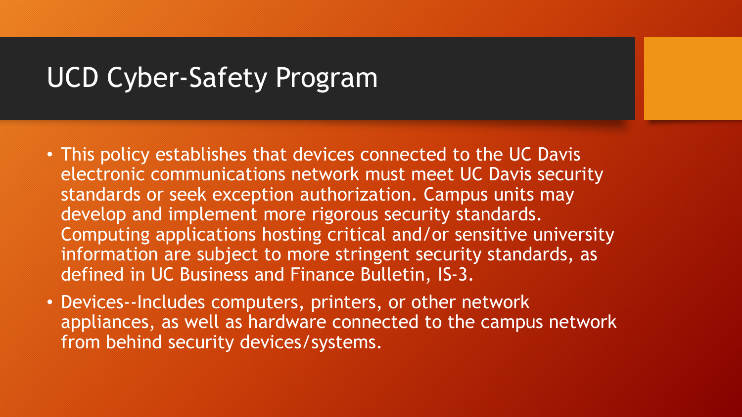# UCD Cyber-Safety Program

- This policy establishes that devices connected to the UC Davis electronic communications network must meet UC Davis security standards or seek exception authorization. Campus units may develop and implement more rigorous security standards. Computing applications hosting critical and/or sensitive university information are subject to more stringent security standards, as defined in UC Business and Finance Bulletin, IS-3.
- Devices--Includes computers, printers, or other network appliances, as well as hardware connected to the campus network from behind security devices/systems.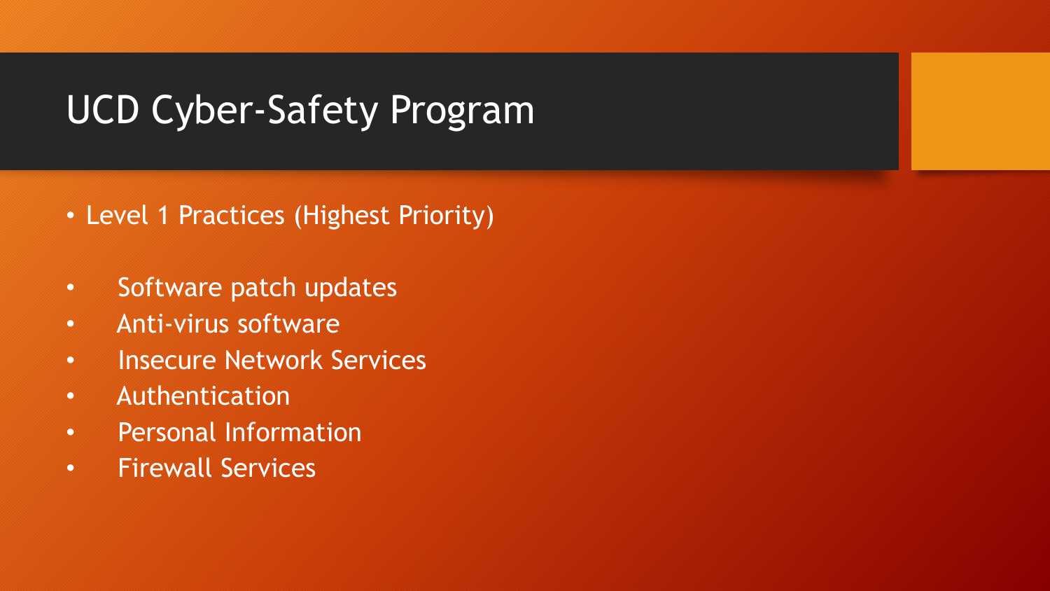# UCD Cyber-Safety Program

- Level 1 Practices (Highest Priority)

- Software patch updates
- Anti-virus software
- Insecure Network Services
- Authentication
- Personal Information
- Firewall Services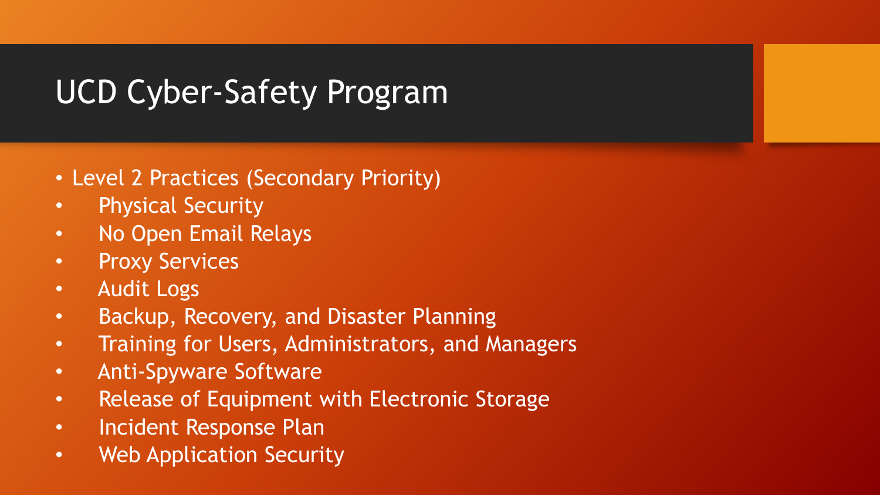# UCD Cyber-Safety Program

- Level 2 Practices (Secondary Priority)
  - Physical Security
  - No Open Email Relays
  - Proxy Services
  - Audit Logs
  - Backup, Recovery, and Disaster Planning
  - Training for Users, Administrators, and Managers
  - Anti-Spyware Software
  - Release of Equipment with Electronic Storage
  - Incident Response Plan
  - Web Application Security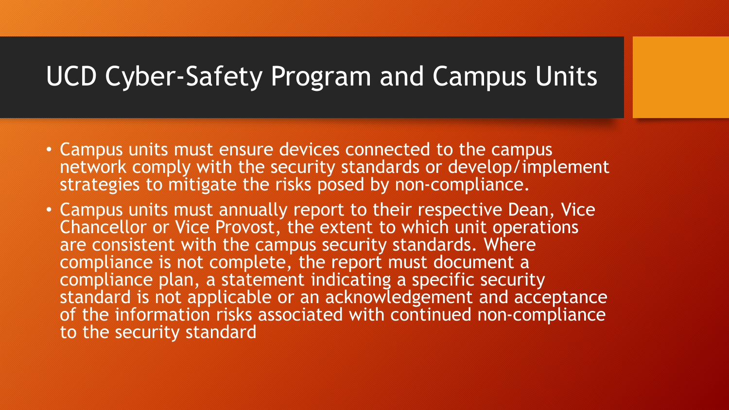# UCD Cyber-Safety Program and Campus Units

- Campus units must ensure devices connected to the campus network comply with the security standards or develop/implement strategies to mitigate the risks posed by non-compliance.
- Campus units must annually report to their respective Dean, Vice Chancellor or Vice Provost, the extent to which unit operations are consistent with the campus security standards. Where compliance is not complete, the report must document a compliance plan, a statement indicating a specific security standard is not applicable or an acknowledgement and acceptance of the information risks associated with continued non-compliance to the security standard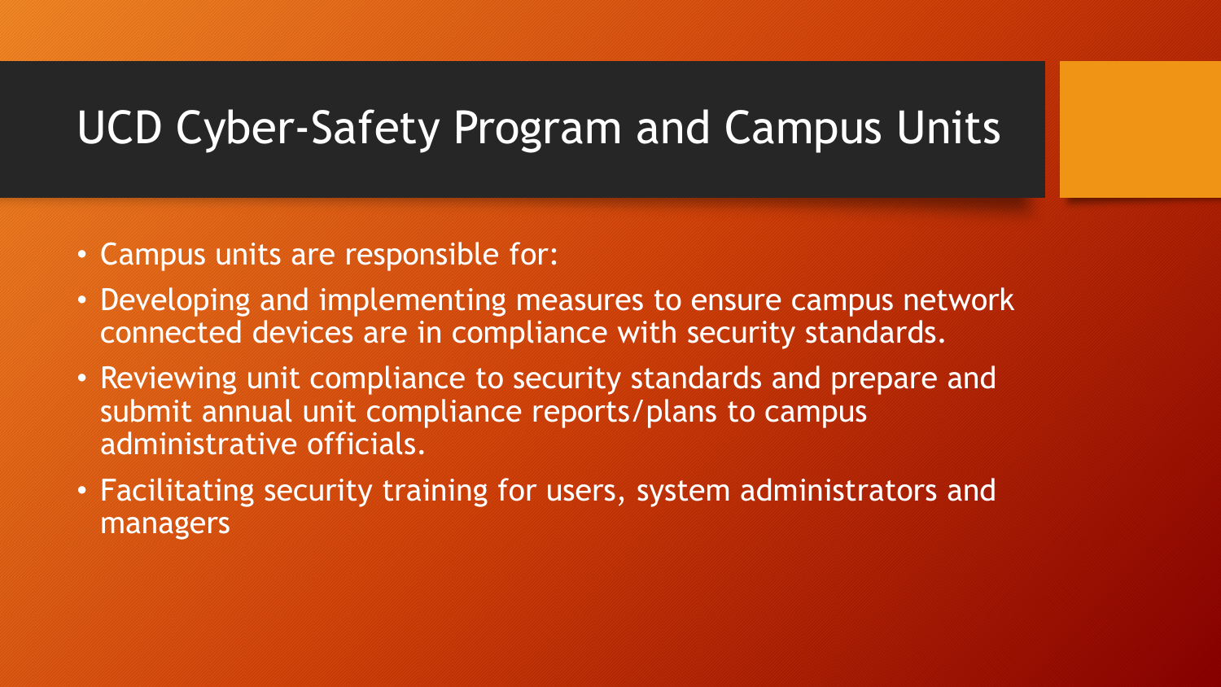# UCD Cyber-Safety Program and Campus Units

- Campus units are responsible for:
- Developing and implementing measures to ensure campus network connected devices are in compliance with security standards.
- Reviewing unit compliance to security standards and prepare and submit annual unit compliance reports/plans to campus administrative officials.
- Facilitating security training for users, system administrators and managers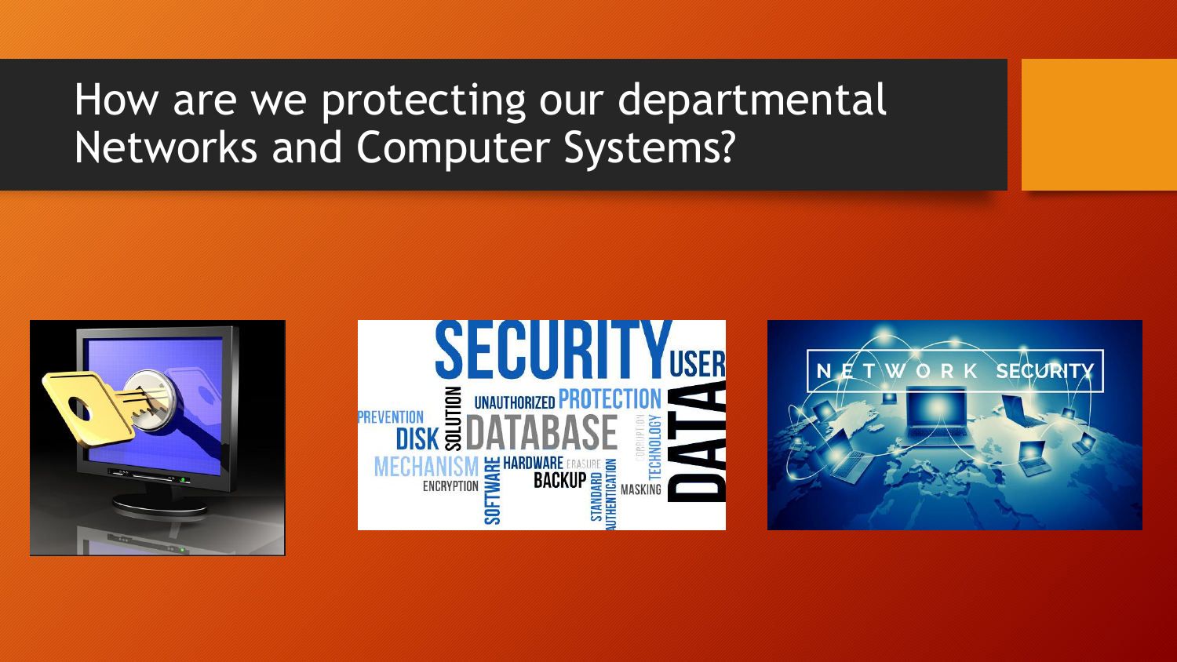# How are we protecting our departmental Networks and Computer Systems?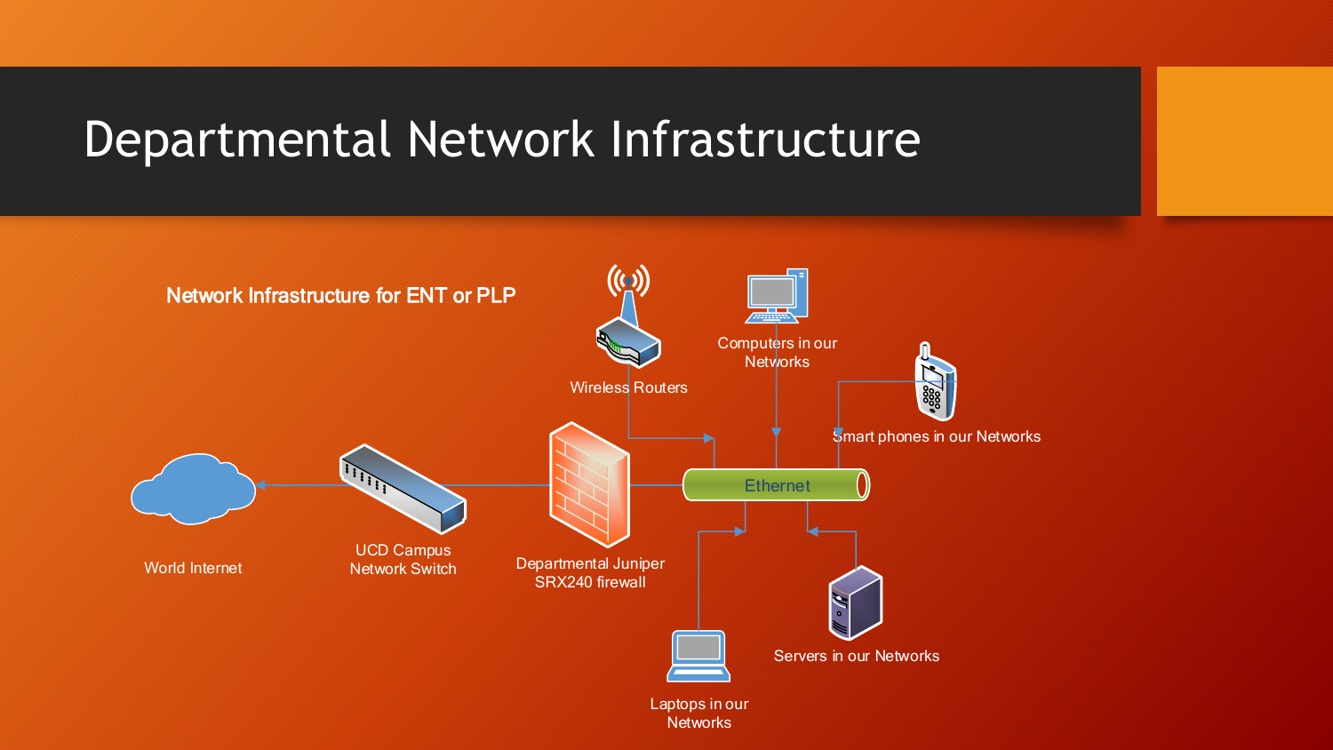# Departmental Network Infrastructure

Network Infrastructure for ENT or PLP

World Internet

UCD Campus Network Switch

Departmental Juniper SRX240 firewall

Wireless Routers

Computers in our Networks

Smart phones in our Networks

Ethernet

Laptops in our Networks

Servers in our Networks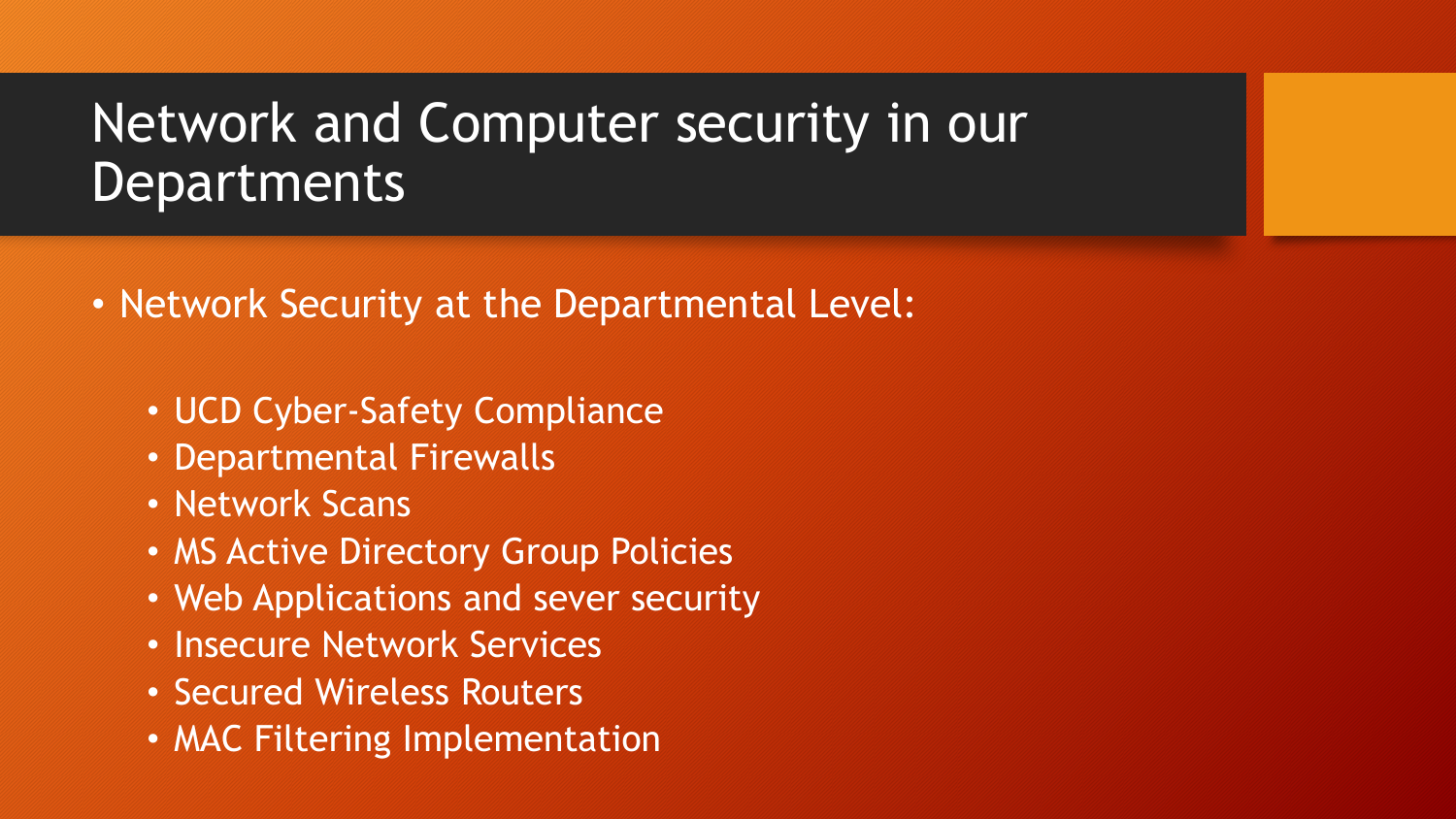# Network and Computer security in our Departments

- Network Security at the Departmental Level:
  - UCD Cyber-Safety Compliance
  - Departmental Firewalls
  - Network Scans
  - MS Active Directory Group Policies
  - Web Applications and sever security
  - Insecure Network Services
  - Secured Wireless Routers
  - MAC Filtering Implementation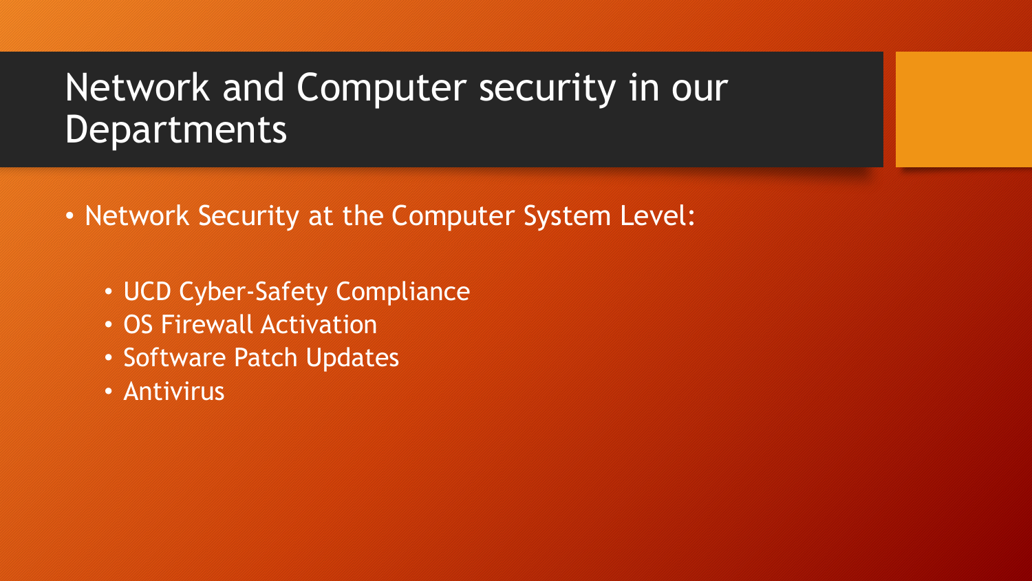# Network and Computer security in our Departments

- Network Security at the Computer System Level:
  - UCD Cyber-Safety Compliance
  - OS Firewall Activation
  - Software Patch Updates
  - Antivirus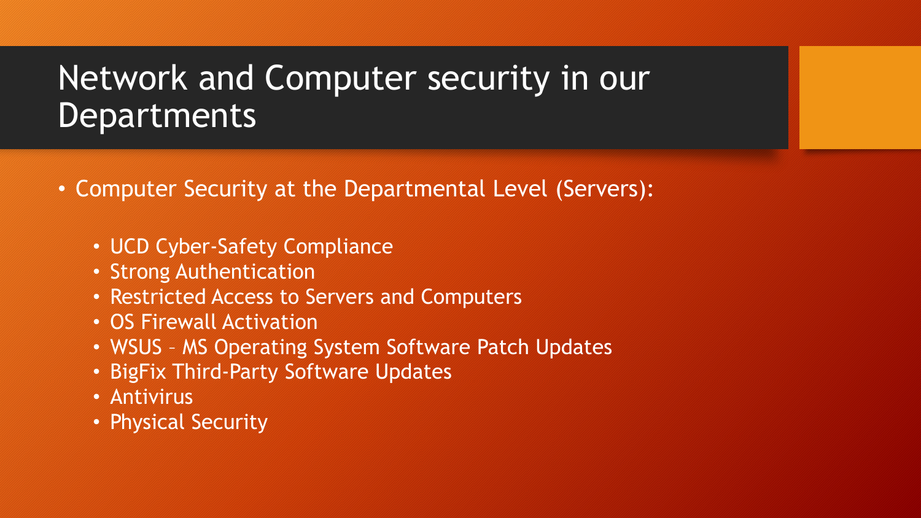# Network and Computer security in our Departments

- Computer Security at the Departmental Level (Servers):
  - UCD Cyber-Safety Compliance
  - Strong Authentication
  - Restricted Access to Servers and Computers
  - OS Firewall Activation
  - WSUS – MS Operating System Software Patch Updates
  - BigFix Third-Party Software Updates
  - Antivirus
  - Physical Security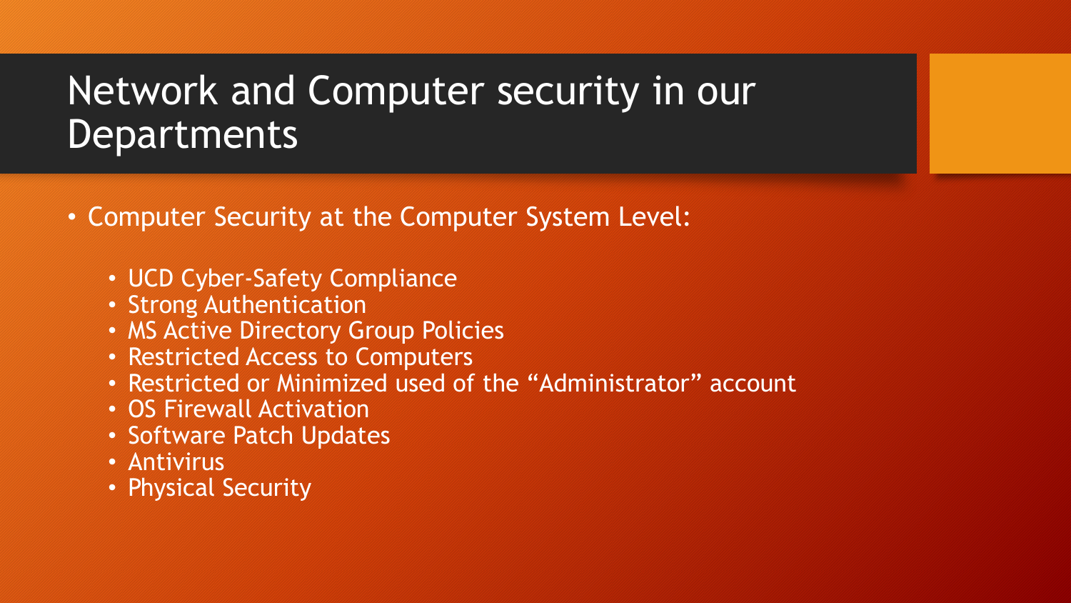# Network and Computer security in our Departments

- Computer Security at the Computer System Level:
  - UCD Cyber-Safety Compliance
  - Strong Authentication
  - MS Active Directory Group Policies
  - Restricted Access to Computers
  - Restricted or Minimized used of the “Administrator” account
  - OS Firewall Activation
  - Software Patch Updates
  - Antivirus
  - Physical Security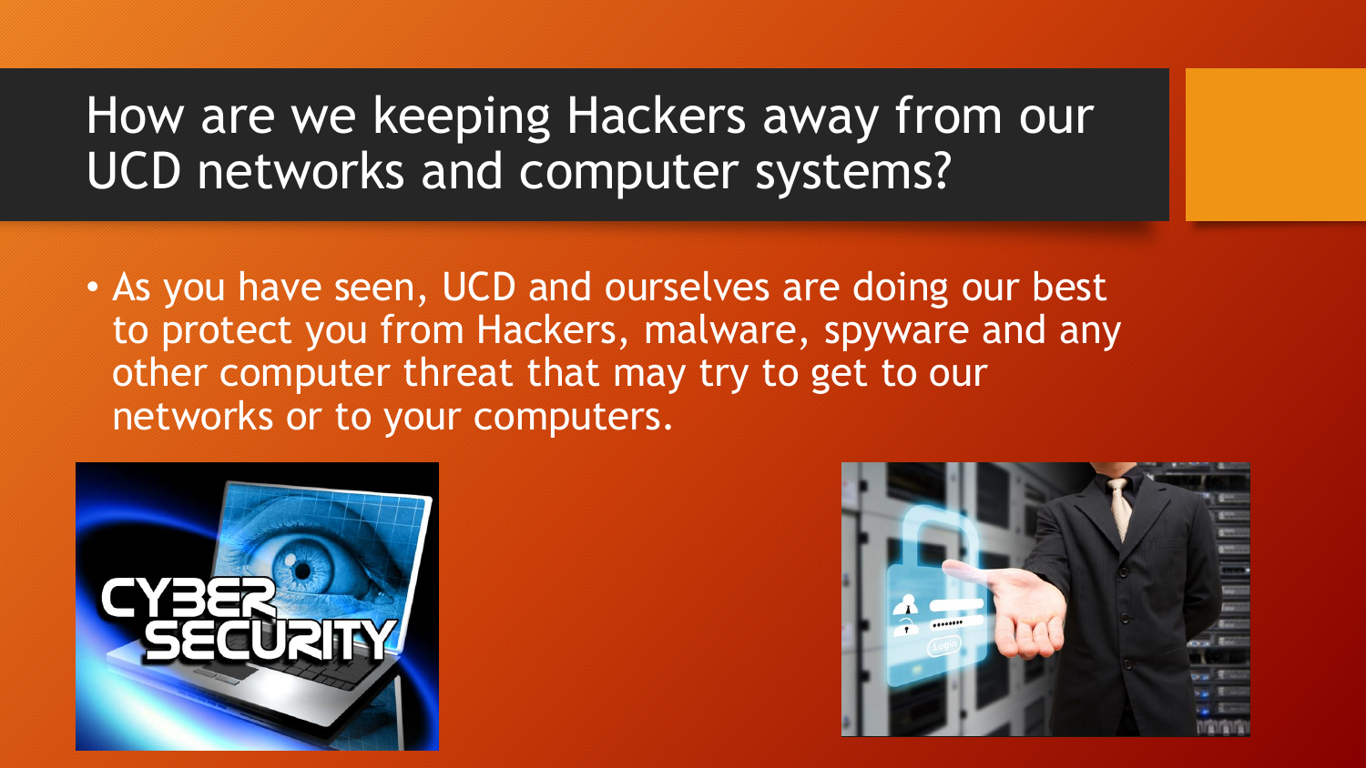# How are we keeping Hackers away from our UCD networks and computer systems?

- As you have seen, UCD and ourselves are doing our best to protect you from Hackers, malware, spyware and any other computer threat that may try to get to our networks or to your computers.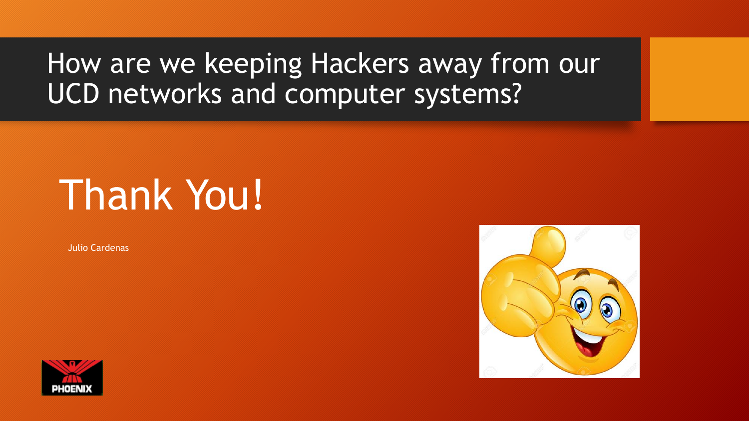# How are we keeping Hackers away from our UCD networks and computer systems?

## Thank You!

Julio Cardenas

PHOENIX